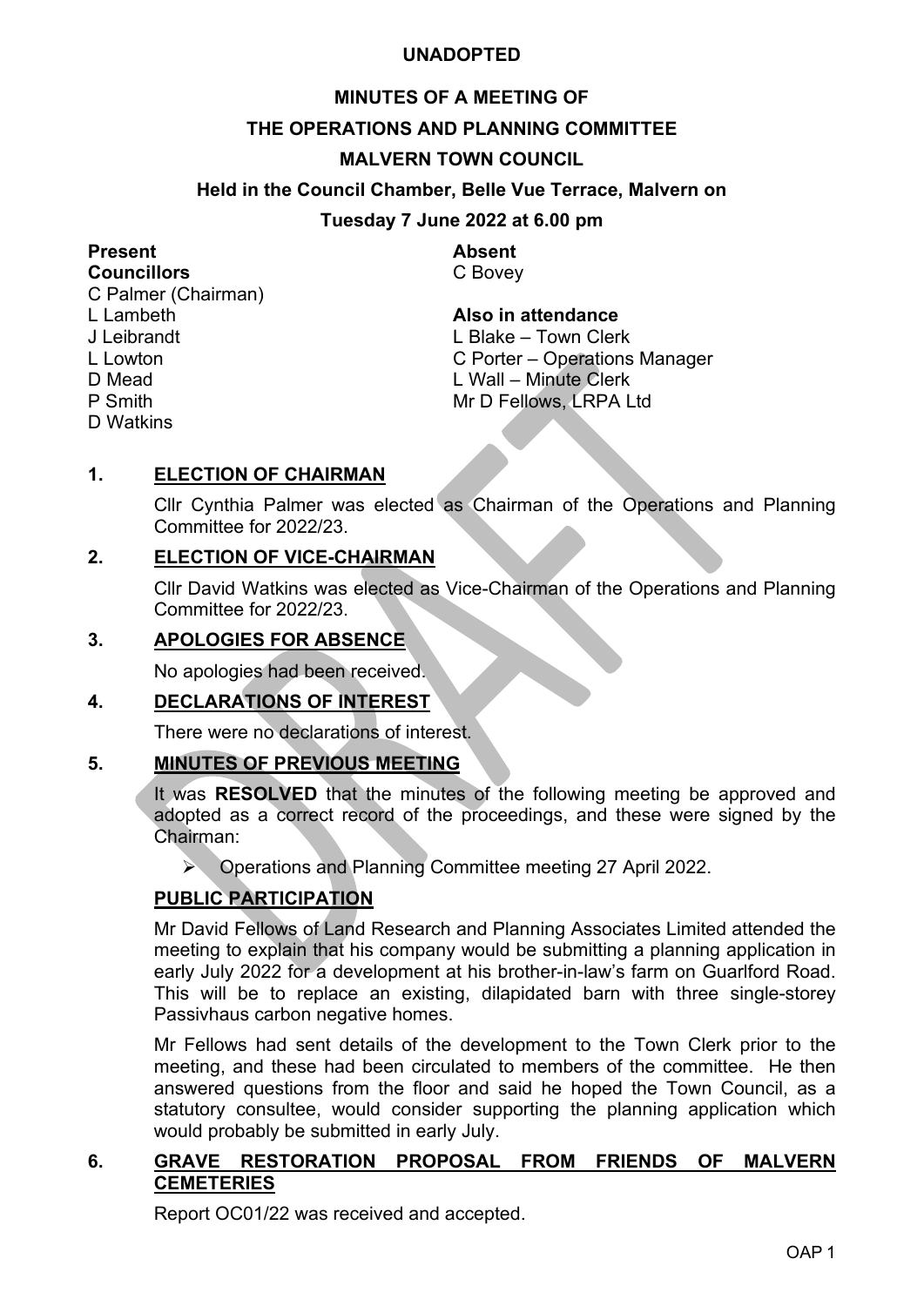**UNADOPTED**

# MINUTES OF A MEETING OF THE OPERATIONS AND PLANNING COMMITTEE MALVERN TOWN COUNCIL

**Held in the Council Chamber, Belle Vue Terrace, Malvern on**

**Tuesday 7 June 2022 at 6.00 pm**

**Present**
**Councillors**
C Palmer (Chairman)
L Lambeth
J Leibrandt
L Lowton
D Mead
P Smith
D Watkins

**Absent**
C Bovey

**Also in attendance**
L Blake – Town Clerk
C Porter – Operations Manager
L Wall – Minute Clerk
Mr D Fellows, LRPA Ltd

## 1. ELECTION OF CHAIRMAN

Cllr Cynthia Palmer was elected as Chairman of the Operations and Planning Committee for 2022/23.

## 2. ELECTION OF VICE-CHAIRMAN

Cllr David Watkins was elected as Vice-Chairman of the Operations and Planning Committee for 2022/23.

## 3. APOLOGIES FOR ABSENCE

No apologies had been received.

## 4. DECLARATIONS OF INTEREST

There were no declarations of interest.

## 5. MINUTES OF PREVIOUS MEETING

It was **RESOLVED** that the minutes of the following meeting be approved and adopted as a correct record of the proceedings, and these were signed by the Chairman:

- Operations and Planning Committee meeting 27 April 2022.

## PUBLIC PARTICIPATION

Mr David Fellows of Land Research and Planning Associates Limited attended the meeting to explain that his company would be submitting a planning application in early July 2022 for a development at his brother-in-law's farm on Guarlford Road. This will be to replace an existing, dilapidated barn with three single-storey Passivhaus carbon negative homes.

Mr Fellows had sent details of the development to the Town Clerk prior to the meeting, and these had been circulated to members of the committee. He then answered questions from the floor and said he hoped the Town Council, as a statutory consultee, would consider supporting the planning application which would probably be submitted in early July.

## 6. GRAVE RESTORATION PROPOSAL FROM FRIENDS OF MALVERN CEMETERIES

Report OC01/22 was received and accepted.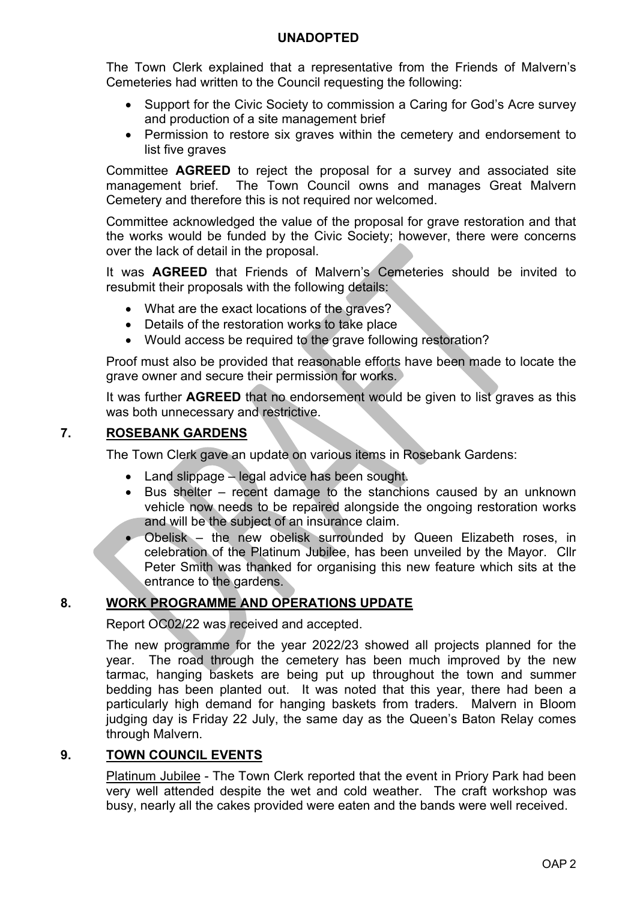**UNADOPTED**

The Town Clerk explained that a representative from the Friends of Malvern's Cemeteries had written to the Council requesting the following:

- Support for the Civic Society to commission a Caring for God's Acre survey and production of a site management brief
- Permission to restore six graves within the cemetery and endorsement to list five graves

Committee **AGREED** to reject the proposal for a survey and associated site management brief. The Town Council owns and manages Great Malvern Cemetery and therefore this is not required nor welcomed.

Committee acknowledged the value of the proposal for grave restoration and that the works would be funded by the Civic Society; however, there were concerns over the lack of detail in the proposal.

It was **AGREED** that Friends of Malvern's Cemeteries should be invited to resubmit their proposals with the following details:

- What are the exact locations of the graves?
- Details of the restoration works to take place
- Would access be required to the grave following restoration?

Proof must also be provided that reasonable efforts have been made to locate the grave owner and secure their permission for works.

It was further **AGREED** that no endorsement would be given to list graves as this was both unnecessary and restrictive.

## 7. ROSEBANK GARDENS

The Town Clerk gave an update on various items in Rosebank Gardens:

- Land slippage – legal advice has been sought.
- Bus shelter – recent damage to the stanchions caused by an unknown vehicle now needs to be repaired alongside the ongoing restoration works and will be the subject of an insurance claim.
- Obelisk – the new obelisk surrounded by Queen Elizabeth roses, in celebration of the Platinum Jubilee, has been unveiled by the Mayor. Cllr Peter Smith was thanked for organising this new feature which sits at the entrance to the gardens.

## 8. WORK PROGRAMME AND OPERATIONS UPDATE

Report OC02/22 was received and accepted.

The new programme for the year 2022/23 showed all projects planned for the year. The road through the cemetery has been much improved by the new tarmac, hanging baskets are being put up throughout the town and summer bedding has been planted out. It was noted that this year, there had been a particularly high demand for hanging baskets from traders. Malvern in Bloom judging day is Friday 22 July, the same day as the Queen's Baton Relay comes through Malvern.

## 9. TOWN COUNCIL EVENTS

Platinum Jubilee - The Town Clerk reported that the event in Priory Park had been very well attended despite the wet and cold weather. The craft workshop was busy, nearly all the cakes provided were eaten and the bands were well received.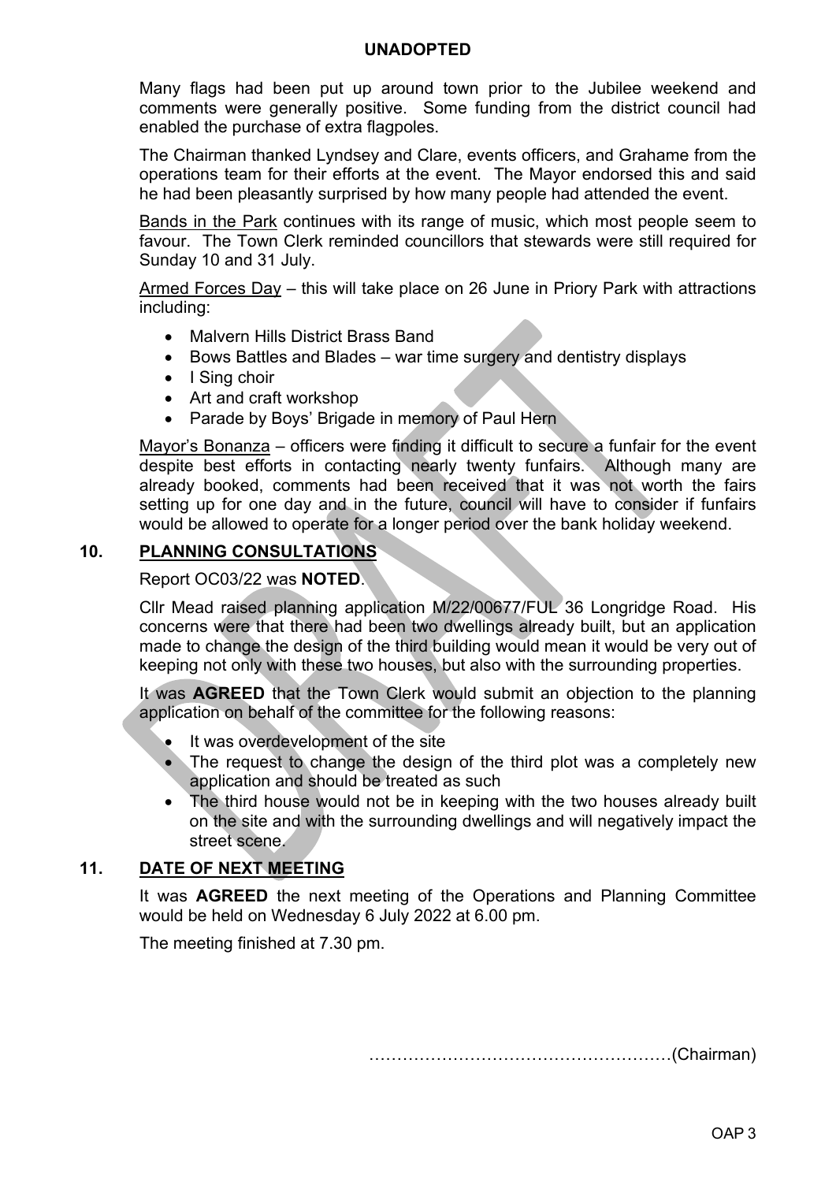**UNADOPTED**

Many flags had been put up around town prior to the Jubilee weekend and comments were generally positive. Some funding from the district council had enabled the purchase of extra flagpoles.

The Chairman thanked Lyndsey and Clare, events officers, and Grahame from the operations team for their efforts at the event. The Mayor endorsed this and said he had been pleasantly surprised by how many people had attended the event.

Bands in the Park continues with its range of music, which most people seem to favour. The Town Clerk reminded councillors that stewards were still required for Sunday 10 and 31 July.

Armed Forces Day – this will take place on 26 June in Priory Park with attractions including:

- Malvern Hills District Brass Band
- Bows Battles and Blades – war time surgery and dentistry displays
- I Sing choir
- Art and craft workshop
- Parade by Boys' Brigade in memory of Paul Hern

Mayor's Bonanza – officers were finding it difficult to secure a funfair for the event despite best efforts in contacting nearly twenty funfairs. Although many are already booked, comments had been received that it was not worth the fairs setting up for one day and in the future, council will have to consider if funfairs would be allowed to operate for a longer period over the bank holiday weekend.

## 10. PLANNING CONSULTATIONS

Report OC03/22 was **NOTED**.

Cllr Mead raised planning application M/22/00677/FUL 36 Longridge Road. His concerns were that there had been two dwellings already built, but an application made to change the design of the third building would mean it would be very out of keeping not only with these two houses, but also with the surrounding properties.

It was **AGREED** that the Town Clerk would submit an objection to the planning application on behalf of the committee for the following reasons:

- It was overdevelopment of the site
- The request to change the design of the third plot was a completely new application and should be treated as such
- The third house would not be in keeping with the two houses already built on the site and with the surrounding dwellings and will negatively impact the street scene.

## 11. DATE OF NEXT MEETING

It was **AGREED** the next meeting of the Operations and Planning Committee would be held on Wednesday 6 July 2022 at 6.00 pm.

The meeting finished at 7.30 pm.

………………………………………………(Chairman)